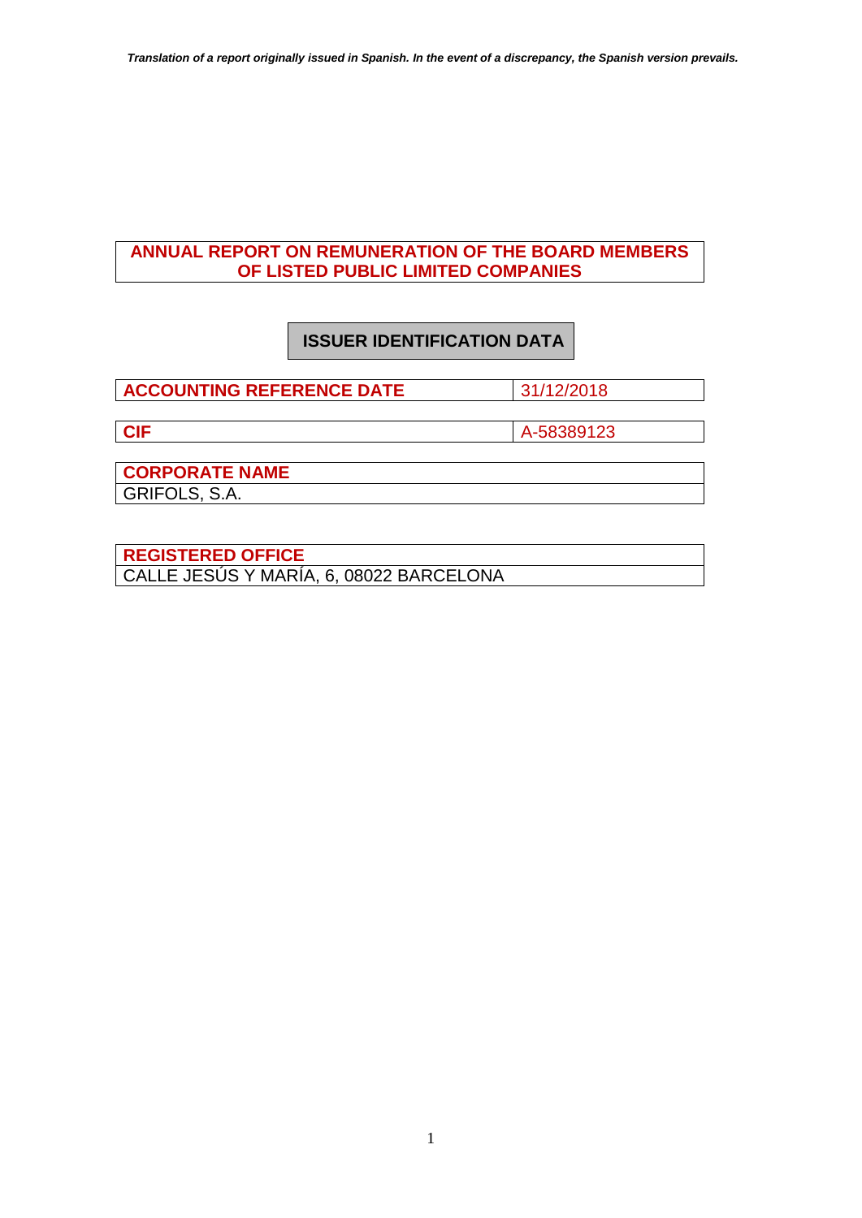*Translation of a report originally issued in Spanish. In the event of a discrepancy, the Spanish version prevails.*

# ANNUAL REPORT ON REMUNERATION OF THE BOARD MEMBERS OF LISTED PUBLIC LIMITED COMPANIES

## ISSUER IDENTIFICATION DATA

| ACCOUNTING REFERENCE DATE | 31/12/2018 |
|---|---|

| CIF | A-58389123 |
|---|---|

| CORPORATE NAME |
|---|
| GRIFOLS, S.A. |

| REGISTERED OFFICE |
|---|
| CALLE JESÚS Y MARÍA, 6, 08022 BARCELONA |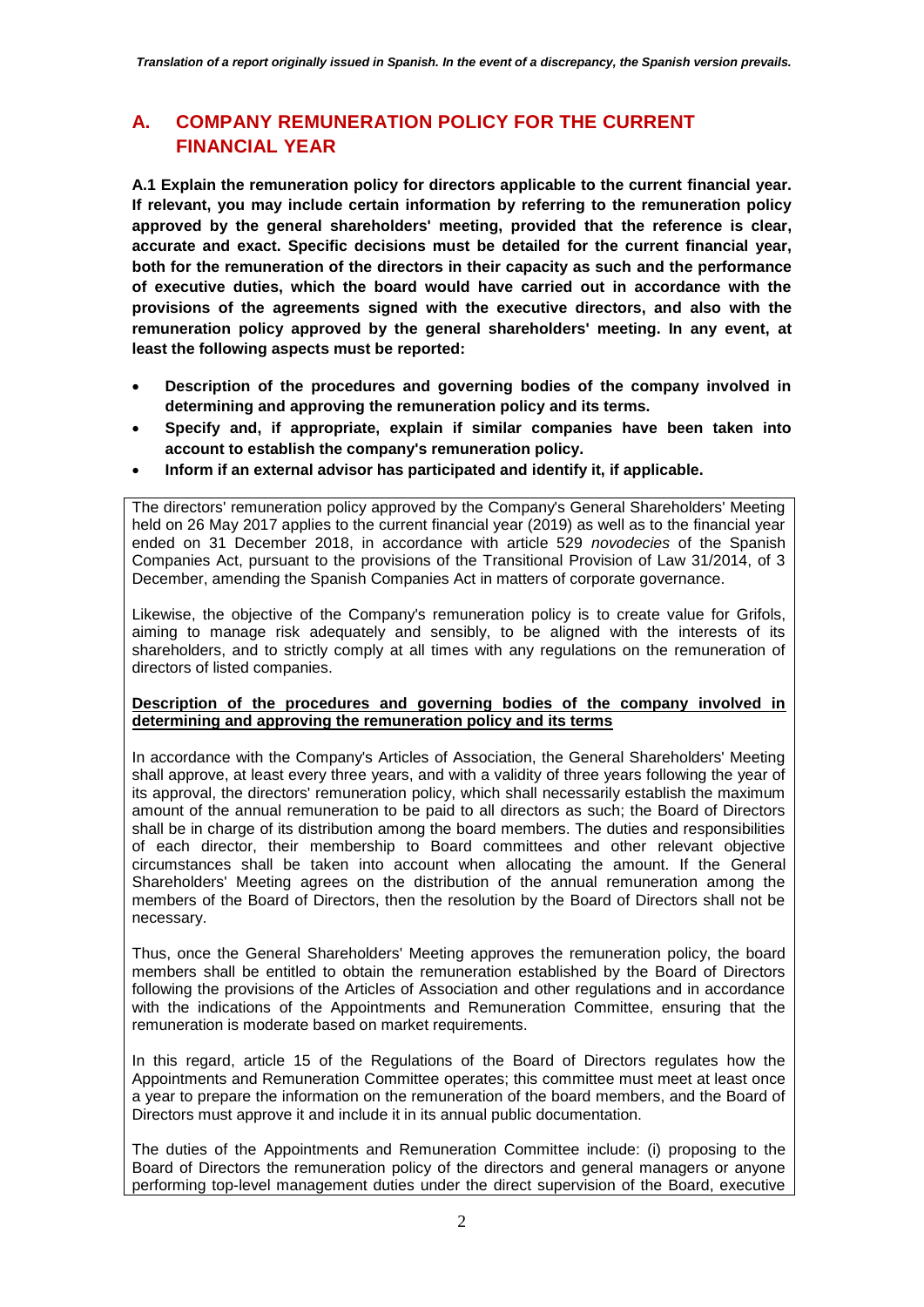*Translation of a report originally issued in Spanish. In the event of a discrepancy, the Spanish version prevails.*

## A. COMPANY REMUNERATION POLICY FOR THE CURRENT FINANCIAL YEAR

**A.1 Explain the remuneration policy for directors applicable to the current financial year. If relevant, you may include certain information by referring to the remuneration policy approved by the general shareholders' meeting, provided that the reference is clear, accurate and exact. Specific decisions must be detailed for the current financial year, both for the remuneration of the directors in their capacity as such and the performance of executive duties, which the board would have carried out in accordance with the provisions of the agreements signed with the executive directors, and also with the remuneration policy approved by the general shareholders' meeting. In any event, at least the following aspects must be reported:**

- **Description of the procedures and governing bodies of the company involved in determining and approving the remuneration policy and its terms.**
- **Specify and, if appropriate, explain if similar companies have been taken into account to establish the company's remuneration policy.**
- **Inform if an external advisor has participated and identify it, if applicable.**

The directors' remuneration policy approved by the Company's General Shareholders' Meeting held on 26 May 2017 applies to the current financial year (2019) as well as to the financial year ended on 31 December 2018, in accordance with article 529 *novodecies* of the Spanish Companies Act, pursuant to the provisions of the Transitional Provision of Law 31/2014, of 3 December, amending the Spanish Companies Act in matters of corporate governance.

Likewise, the objective of the Company's remuneration policy is to create value for Grifols, aiming to manage risk adequately and sensibly, to be aligned with the interests of its shareholders, and to strictly comply at all times with any regulations on the remuneration of directors of listed companies.

**Description of the procedures and governing bodies of the company involved in determining and approving the remuneration policy and its terms**

In accordance with the Company's Articles of Association, the General Shareholders' Meeting shall approve, at least every three years, and with a validity of three years following the year of its approval, the directors' remuneration policy, which shall necessarily establish the maximum amount of the annual remuneration to be paid to all directors as such; the Board of Directors shall be in charge of its distribution among the board members. The duties and responsibilities of each director, their membership to Board committees and other relevant objective circumstances shall be taken into account when allocating the amount. If the General Shareholders' Meeting agrees on the distribution of the annual remuneration among the members of the Board of Directors, then the resolution by the Board of Directors shall not be necessary.

Thus, once the General Shareholders' Meeting approves the remuneration policy, the board members shall be entitled to obtain the remuneration established by the Board of Directors following the provisions of the Articles of Association and other regulations and in accordance with the indications of the Appointments and Remuneration Committee, ensuring that the remuneration is moderate based on market requirements.

In this regard, article 15 of the Regulations of the Board of Directors regulates how the Appointments and Remuneration Committee operates; this committee must meet at least once a year to prepare the information on the remuneration of the board members, and the Board of Directors must approve it and include it in its annual public documentation.

The duties of the Appointments and Remuneration Committee include: (i) proposing to the Board of Directors the remuneration policy of the directors and general managers or anyone performing top-level management duties under the direct supervision of the Board, executive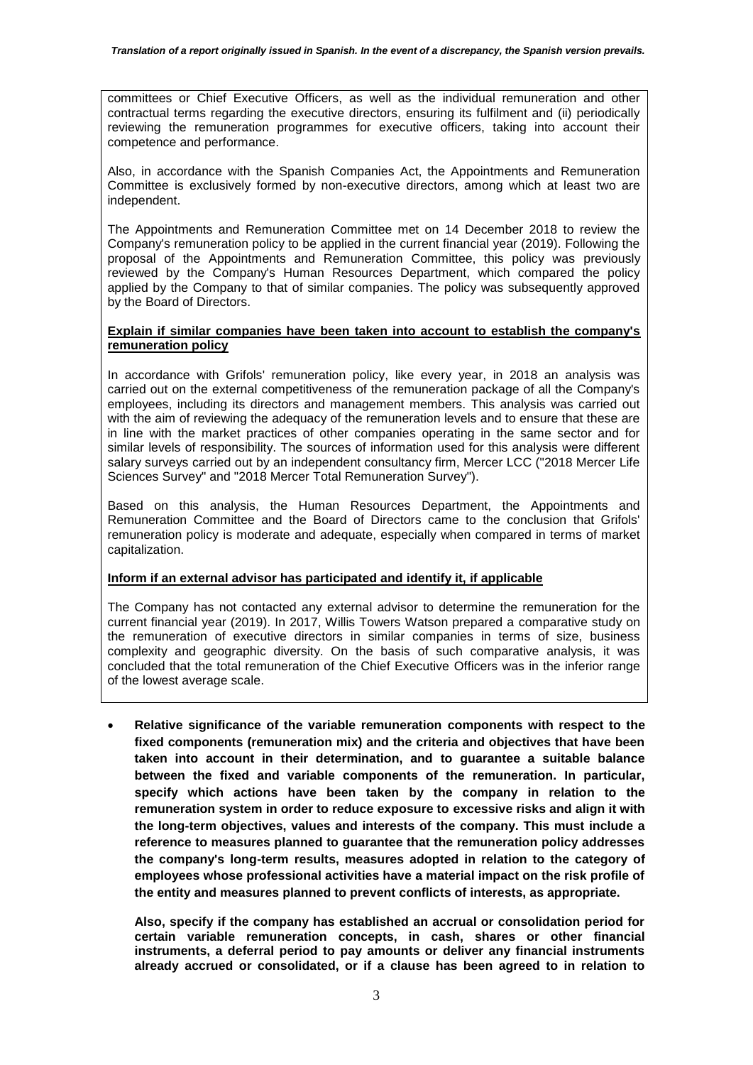committees or Chief Executive Officers, as well as the individual remuneration and other contractual terms regarding the executive directors, ensuring its fulfilment and (ii) periodically reviewing the remuneration programmes for executive officers, taking into account their competence and performance.

Also, in accordance with the Spanish Companies Act, the Appointments and Remuneration Committee is exclusively formed by non-executive directors, among which at least two are independent.

The Appointments and Remuneration Committee met on 14 December 2018 to review the Company's remuneration policy to be applied in the current financial year (2019). Following the proposal of the Appointments and Remuneration Committee, this policy was previously reviewed by the Company's Human Resources Department, which compared the policy applied by the Company to that of similar companies. The policy was subsequently approved by the Board of Directors.

**Explain if similar companies have been taken into account to establish the company's remuneration policy**

In accordance with Grifols' remuneration policy, like every year, in 2018 an analysis was carried out on the external competitiveness of the remuneration package of all the Company's employees, including its directors and management members. This analysis was carried out with the aim of reviewing the adequacy of the remuneration levels and to ensure that these are in line with the market practices of other companies operating in the same sector and for similar levels of responsibility. The sources of information used for this analysis were different salary surveys carried out by an independent consultancy firm, Mercer LCC ("2018 Mercer Life Sciences Survey" and "2018 Mercer Total Remuneration Survey").

Based on this analysis, the Human Resources Department, the Appointments and Remuneration Committee and the Board of Directors came to the conclusion that Grifols' remuneration policy is moderate and adequate, especially when compared in terms of market capitalization.

**Inform if an external advisor has participated and identify it, if applicable**

The Company has not contacted any external advisor to determine the remuneration for the current financial year (2019). In 2017, Willis Towers Watson prepared a comparative study on the remuneration of executive directors in similar companies in terms of size, business complexity and geographic diversity. On the basis of such comparative analysis, it was concluded that the total remuneration of the Chief Executive Officers was in the inferior range of the lowest average scale.

- **Relative significance of the variable remuneration components with respect to the fixed components (remuneration mix) and the criteria and objectives that have been taken into account in their determination, and to guarantee a suitable balance between the fixed and variable components of the remuneration. In particular, specify which actions have been taken by the company in relation to the remuneration system in order to reduce exposure to excessive risks and align it with the long-term objectives, values and interests of the company. This must include a reference to measures planned to guarantee that the remuneration policy addresses the company's long-term results, measures adopted in relation to the category of employees whose professional activities have a material impact on the risk profile of the entity and measures planned to prevent conflicts of interests, as appropriate.**

  **Also, specify if the company has established an accrual or consolidation period for certain variable remuneration concepts, in cash, shares or other financial instruments, a deferral period to pay amounts or deliver any financial instruments already accrued or consolidated, or if a clause has been agreed to in relation to**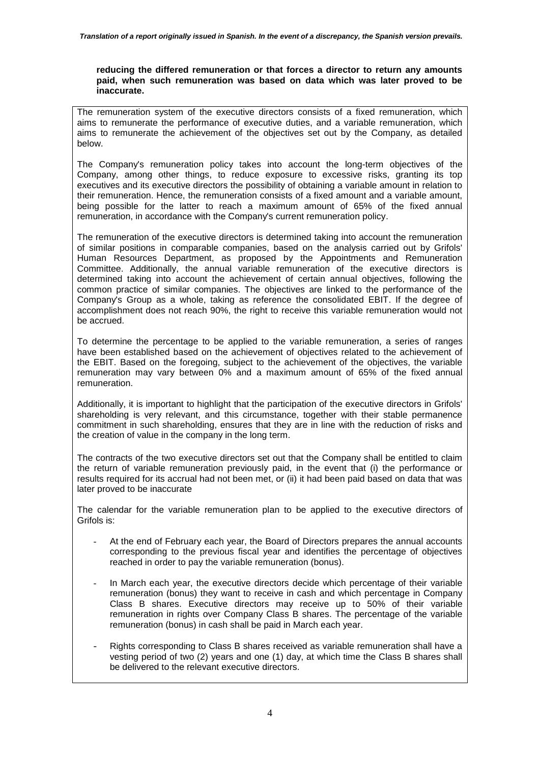**reducing the differed remuneration or that forces a director to return any amounts paid, when such remuneration was based on data which was later proved to be inaccurate.**

The remuneration system of the executive directors consists of a fixed remuneration, which aims to remunerate the performance of executive duties, and a variable remuneration, which aims to remunerate the achievement of the objectives set out by the Company, as detailed below.

The Company's remuneration policy takes into account the long-term objectives of the Company, among other things, to reduce exposure to excessive risks, granting its top executives and its executive directors the possibility of obtaining a variable amount in relation to their remuneration. Hence, the remuneration consists of a fixed amount and a variable amount, being possible for the latter to reach a maximum amount of 65% of the fixed annual remuneration, in accordance with the Company's current remuneration policy.

The remuneration of the executive directors is determined taking into account the remuneration of similar positions in comparable companies, based on the analysis carried out by Grifols' Human Resources Department, as proposed by the Appointments and Remuneration Committee. Additionally, the annual variable remuneration of the executive directors is determined taking into account the achievement of certain annual objectives, following the common practice of similar companies. The objectives are linked to the performance of the Company's Group as a whole, taking as reference the consolidated EBIT. If the degree of accomplishment does not reach 90%, the right to receive this variable remuneration would not be accrued.

To determine the percentage to be applied to the variable remuneration, a series of ranges have been established based on the achievement of objectives related to the achievement of the EBIT. Based on the foregoing, subject to the achievement of the objectives, the variable remuneration may vary between 0% and a maximum amount of 65% of the fixed annual remuneration.

Additionally, it is important to highlight that the participation of the executive directors in Grifols' shareholding is very relevant, and this circumstance, together with their stable permanence commitment in such shareholding, ensures that they are in line with the reduction of risks and the creation of value in the company in the long term.

The contracts of the two executive directors set out that the Company shall be entitled to claim the return of variable remuneration previously paid, in the event that (i) the performance or results required for its accrual had not been met, or (ii) it had been paid based on data that was later proved to be inaccurate

The calendar for the variable remuneration plan to be applied to the executive directors of Grifols is:

- At the end of February each year, the Board of Directors prepares the annual accounts corresponding to the previous fiscal year and identifies the percentage of objectives reached in order to pay the variable remuneration (bonus).
- In March each year, the executive directors decide which percentage of their variable remuneration (bonus) they want to receive in cash and which percentage in Company Class B shares. Executive directors may receive up to 50% of their variable remuneration in rights over Company Class B shares. The percentage of the variable remuneration (bonus) in cash shall be paid in March each year.
- Rights corresponding to Class B shares received as variable remuneration shall have a vesting period of two (2) years and one (1) day, at which time the Class B shares shall be delivered to the relevant executive directors.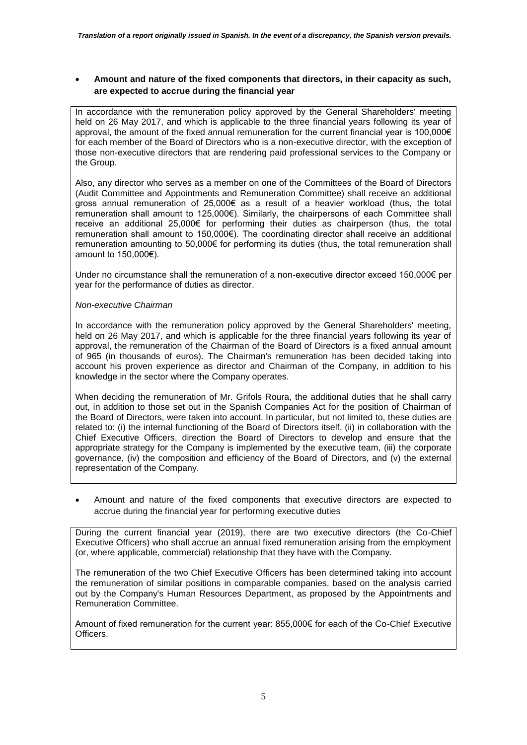- **Amount and nature of the fixed components that directors, in their capacity as such, are expected to accrue during the financial year**

In accordance with the remuneration policy approved by the General Shareholders' meeting held on 26 May 2017, and which is applicable to the three financial years following its year of approval, the amount of the fixed annual remuneration for the current financial year is 100,000€ for each member of the Board of Directors who is a non-executive director, with the exception of those non-executive directors that are rendering paid professional services to the Company or the Group.

Also, any director who serves as a member on one of the Committees of the Board of Directors (Audit Committee and Appointments and Remuneration Committee) shall receive an additional gross annual remuneration of 25,000€ as a result of a heavier workload (thus, the total remuneration shall amount to 125,000€). Similarly, the chairpersons of each Committee shall receive an additional 25,000€ for performing their duties as chairperson (thus, the total remuneration shall amount to 150,000€). The coordinating director shall receive an additional remuneration amounting to 50,000€ for performing its duties (thus, the total remuneration shall amount to 150,000€).

Under no circumstance shall the remuneration of a non-executive director exceed 150,000€ per year for the performance of duties as director.

*Non-executive Chairman*

In accordance with the remuneration policy approved by the General Shareholders' meeting, held on 26 May 2017, and which is applicable for the three financial years following its year of approval, the remuneration of the Chairman of the Board of Directors is a fixed annual amount of 965 (in thousands of euros). The Chairman's remuneration has been decided taking into account his proven experience as director and Chairman of the Company, in addition to his knowledge in the sector where the Company operates.

When deciding the remuneration of Mr. Grifols Roura, the additional duties that he shall carry out, in addition to those set out in the Spanish Companies Act for the position of Chairman of the Board of Directors, were taken into account. In particular, but not limited to, these duties are related to: (i) the internal functioning of the Board of Directors itself, (ii) in collaboration with the Chief Executive Officers, direction the Board of Directors to develop and ensure that the appropriate strategy for the Company is implemented by the executive team, (iii) the corporate governance, (iv) the composition and efficiency of the Board of Directors, and (v) the external representation of the Company.

- Amount and nature of the fixed components that executive directors are expected to accrue during the financial year for performing executive duties

During the current financial year (2019), there are two executive directors (the Co-Chief Executive Officers) who shall accrue an annual fixed remuneration arising from the employment (or, where applicable, commercial) relationship that they have with the Company.

The remuneration of the two Chief Executive Officers has been determined taking into account the remuneration of similar positions in comparable companies, based on the analysis carried out by the Company's Human Resources Department, as proposed by the Appointments and Remuneration Committee.

Amount of fixed remuneration for the current year: 855,000€ for each of the Co-Chief Executive Officers.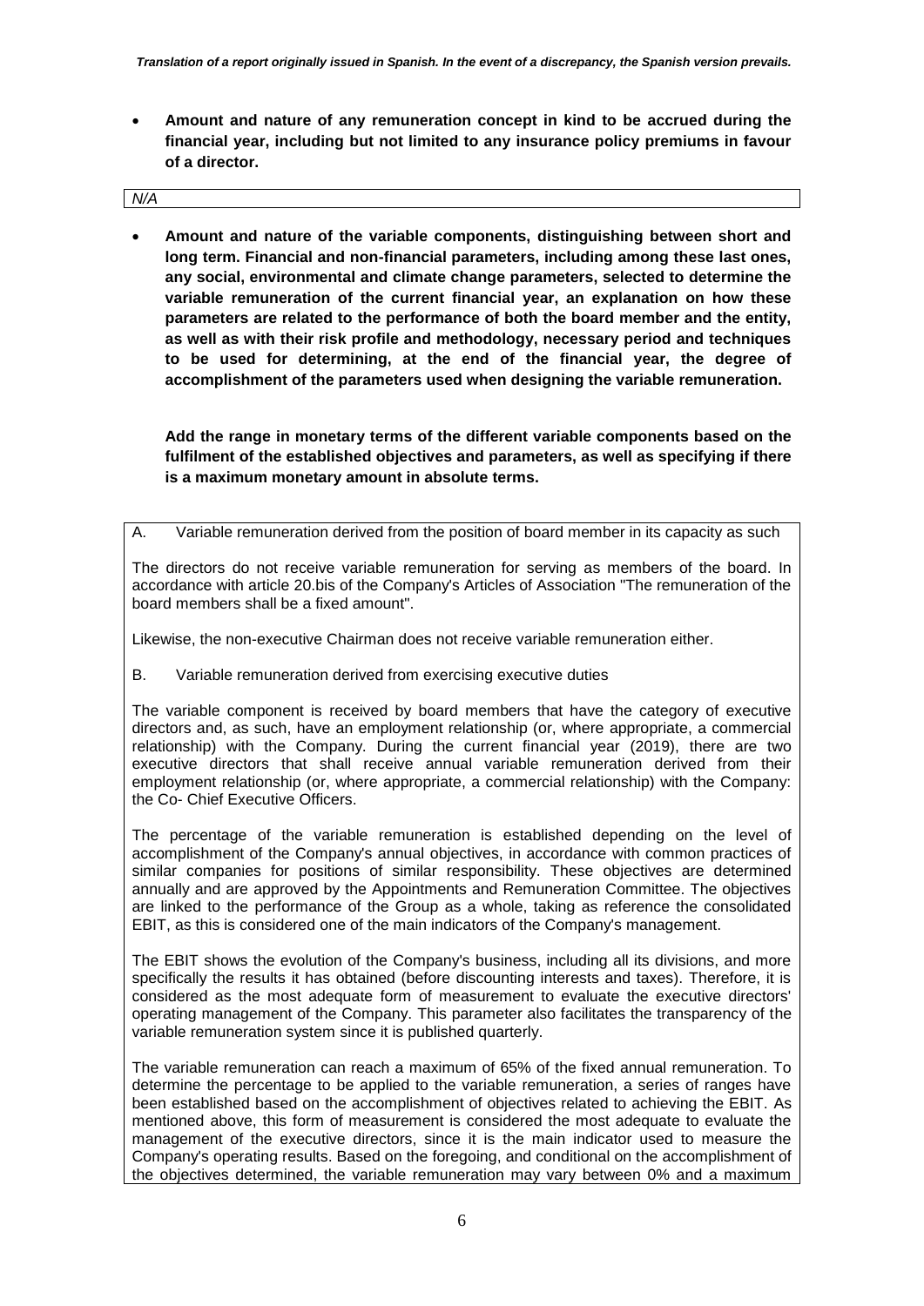- **Amount and nature of any remuneration concept in kind to be accrued during the financial year, including but not limited to any insurance policy premiums in favour of a director.**

*N/A*

- **Amount and nature of the variable components, distinguishing between short and long term. Financial and non-financial parameters, including among these last ones, any social, environmental and climate change parameters, selected to determine the variable remuneration of the current financial year, an explanation on how these parameters are related to the performance of both the board member and the entity, as well as with their risk profile and methodology, necessary period and techniques to be used for determining, at the end of the financial year, the degree of accomplishment of the parameters used when designing the variable remuneration.**

  **Add the range in monetary terms of the different variable components based on the fulfilment of the established objectives and parameters, as well as specifying if there is a maximum monetary amount in absolute terms.**

A. Variable remuneration derived from the position of board member in its capacity as such

The directors do not receive variable remuneration for serving as members of the board. In accordance with article 20.bis of the Company's Articles of Association "The remuneration of the board members shall be a fixed amount".

Likewise, the non-executive Chairman does not receive variable remuneration either.

B. Variable remuneration derived from exercising executive duties

The variable component is received by board members that have the category of executive directors and, as such, have an employment relationship (or, where appropriate, a commercial relationship) with the Company. During the current financial year (2019), there are two executive directors that shall receive annual variable remuneration derived from their employment relationship (or, where appropriate, a commercial relationship) with the Company: the Co- Chief Executive Officers.

The percentage of the variable remuneration is established depending on the level of accomplishment of the Company's annual objectives, in accordance with common practices of similar companies for positions of similar responsibility. These objectives are determined annually and are approved by the Appointments and Remuneration Committee. The objectives are linked to the performance of the Group as a whole, taking as reference the consolidated EBIT, as this is considered one of the main indicators of the Company's management.

The EBIT shows the evolution of the Company's business, including all its divisions, and more specifically the results it has obtained (before discounting interests and taxes). Therefore, it is considered as the most adequate form of measurement to evaluate the executive directors' operating management of the Company. This parameter also facilitates the transparency of the variable remuneration system since it is published quarterly.

The variable remuneration can reach a maximum of 65% of the fixed annual remuneration. To determine the percentage to be applied to the variable remuneration, a series of ranges have been established based on the accomplishment of objectives related to achieving the EBIT. As mentioned above, this form of measurement is considered the most adequate to evaluate the management of the executive directors, since it is the main indicator used to measure the Company's operating results. Based on the foregoing, and conditional on the accomplishment of the objectives determined, the variable remuneration may vary between 0% and a maximum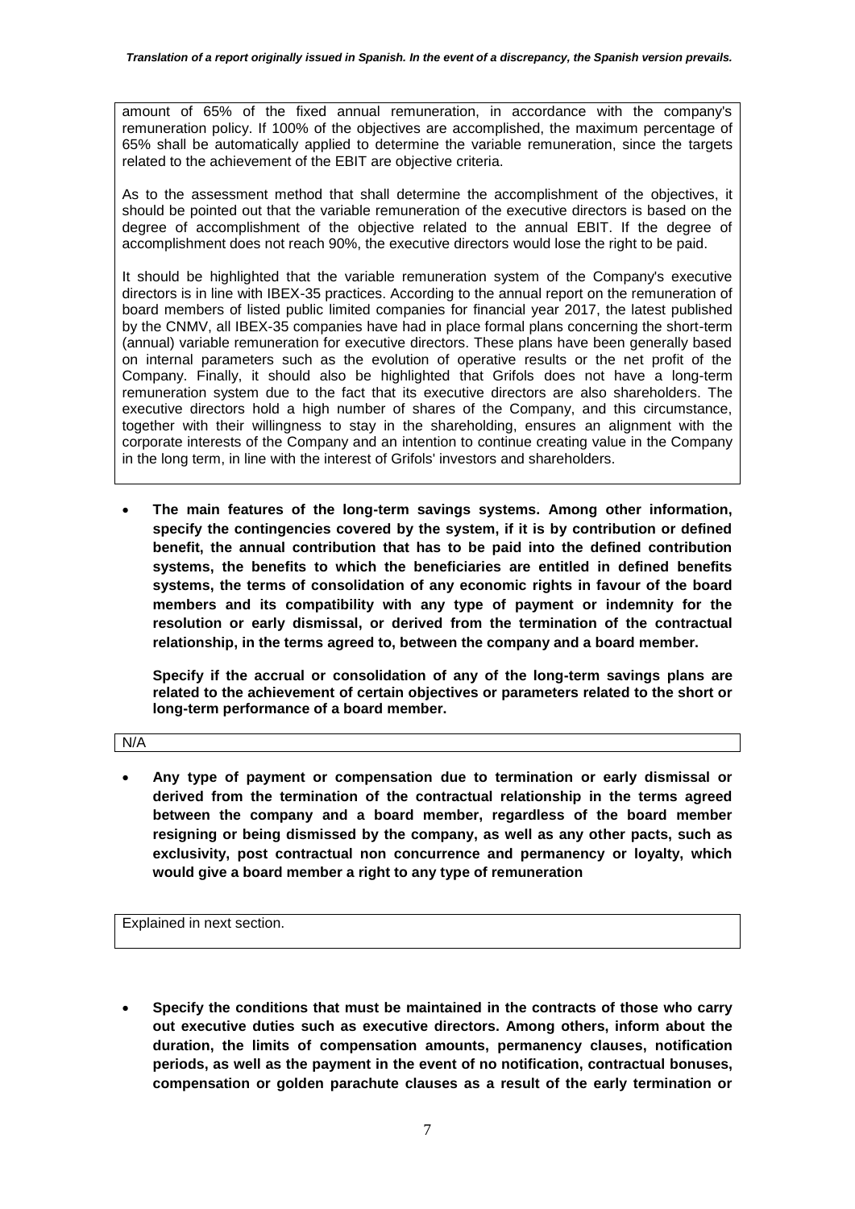amount of 65% of the fixed annual remuneration, in accordance with the company's remuneration policy. If 100% of the objectives are accomplished, the maximum percentage of 65% shall be automatically applied to determine the variable remuneration, since the targets related to the achievement of the EBIT are objective criteria.

As to the assessment method that shall determine the accomplishment of the objectives, it should be pointed out that the variable remuneration of the executive directors is based on the degree of accomplishment of the objective related to the annual EBIT. If the degree of accomplishment does not reach 90%, the executive directors would lose the right to be paid.

It should be highlighted that the variable remuneration system of the Company's executive directors is in line with IBEX-35 practices. According to the annual report on the remuneration of board members of listed public limited companies for financial year 2017, the latest published by the CNMV, all IBEX-35 companies have had in place formal plans concerning the short-term (annual) variable remuneration for executive directors. These plans have been generally based on internal parameters such as the evolution of operative results or the net profit of the Company. Finally, it should also be highlighted that Grifols does not have a long-term remuneration system due to the fact that its executive directors are also shareholders. The executive directors hold a high number of shares of the Company, and this circumstance, together with their willingness to stay in the shareholding, ensures an alignment with the corporate interests of the Company and an intention to continue creating value in the Company in the long term, in line with the interest of Grifols' investors and shareholders.

- **The main features of the long-term savings systems. Among other information, specify the contingencies covered by the system, if it is by contribution or defined benefit, the annual contribution that has to be paid into the defined contribution systems, the benefits to which the beneficiaries are entitled in defined benefits systems, the terms of consolidation of any economic rights in favour of the board members and its compatibility with any type of payment or indemnity for the resolution or early dismissal, or derived from the termination of the contractual relationship, in the terms agreed to, between the company and a board member.**

  **Specify if the accrual or consolidation of any of the long-term savings plans are related to the achievement of certain objectives or parameters related to the short or long-term performance of a board member.**

N/A

- **Any type of payment or compensation due to termination or early dismissal or derived from the termination of the contractual relationship in the terms agreed between the company and a board member, regardless of the board member resigning or being dismissed by the company, as well as any other pacts, such as exclusivity, post contractual non concurrence and permanency or loyalty, which would give a board member a right to any type of remuneration**

Explained in next section.

- **Specify the conditions that must be maintained in the contracts of those who carry out executive duties such as executive directors. Among others, inform about the duration, the limits of compensation amounts, permanency clauses, notification periods, as well as the payment in the event of no notification, contractual bonuses, compensation or golden parachute clauses as a result of the early termination or**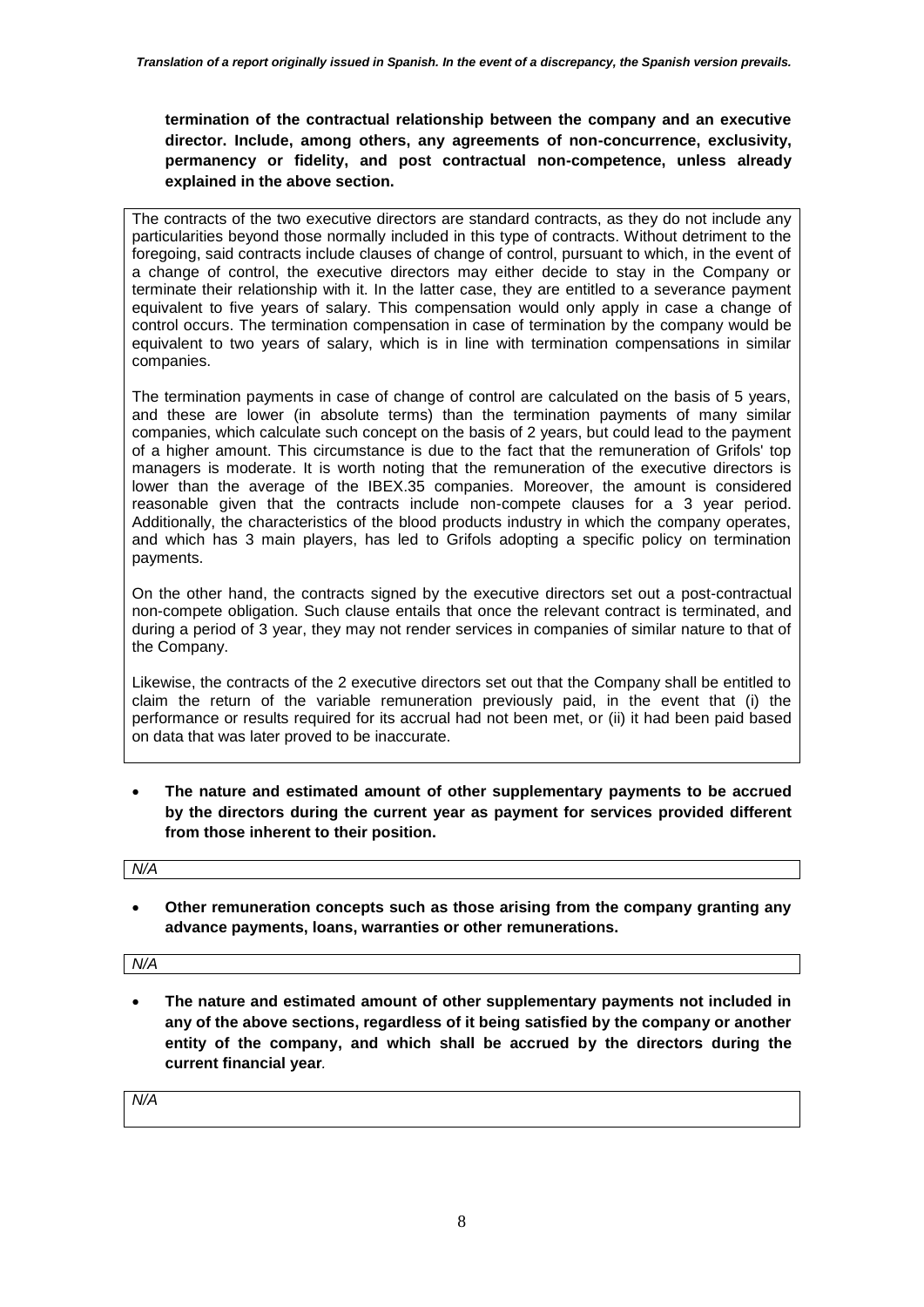**termination of the contractual relationship between the company and an executive director. Include, among others, any agreements of non-concurrence, exclusivity, permanency or fidelity, and post contractual non-competence, unless already explained in the above section.**

The contracts of the two executive directors are standard contracts, as they do not include any particularities beyond those normally included in this type of contracts. Without detriment to the foregoing, said contracts include clauses of change of control, pursuant to which, in the event of a change of control, the executive directors may either decide to stay in the Company or terminate their relationship with it. In the latter case, they are entitled to a severance payment equivalent to five years of salary. This compensation would only apply in case a change of control occurs. The termination compensation in case of termination by the company would be equivalent to two years of salary, which is in line with termination compensations in similar companies.

The termination payments in case of change of control are calculated on the basis of 5 years, and these are lower (in absolute terms) than the termination payments of many similar companies, which calculate such concept on the basis of 2 years, but could lead to the payment of a higher amount. This circumstance is due to the fact that the remuneration of Grifols' top managers is moderate. It is worth noting that the remuneration of the executive directors is lower than the average of the IBEX.35 companies. Moreover, the amount is considered reasonable given that the contracts include non-compete clauses for a 3 year period. Additionally, the characteristics of the blood products industry in which the company operates, and which has 3 main players, has led to Grifols adopting a specific policy on termination payments.

On the other hand, the contracts signed by the executive directors set out a post-contractual non-compete obligation. Such clause entails that once the relevant contract is terminated, and during a period of 3 year, they may not render services in companies of similar nature to that of the Company.

Likewise, the contracts of the 2 executive directors set out that the Company shall be entitled to claim the return of the variable remuneration previously paid, in the event that (i) the performance or results required for its accrual had not been met, or (ii) it had been paid based on data that was later proved to be inaccurate.

- **The nature and estimated amount of other supplementary payments to be accrued by the directors during the current year as payment for services provided different from those inherent to their position.**

*N/A*

- **Other remuneration concepts such as those arising from the company granting any advance payments, loans, warranties or other remunerations.**

*N/A*

- **The nature and estimated amount of other supplementary payments not included in any of the above sections, regardless of it being satisfied by the company or another entity of the company, and which shall be accrued by the directors during the current financial year**.

*N/A*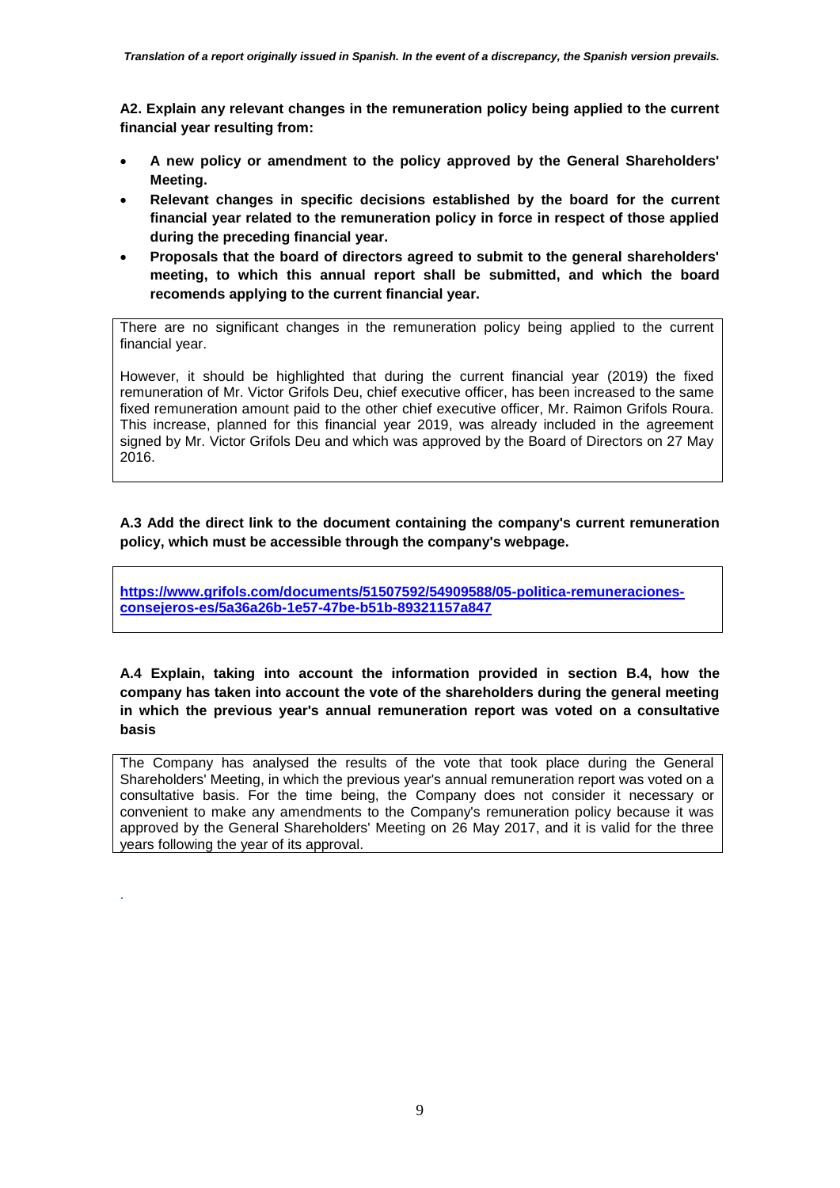**A2. Explain any relevant changes in the remuneration policy being applied to the current financial year resulting from:**

- **A new policy or amendment to the policy approved by the General Shareholders' Meeting.**
- **Relevant changes in specific decisions established by the board for the current financial year related to the remuneration policy in force in respect of those applied during the preceding financial year.**
- **Proposals that the board of directors agreed to submit to the general shareholders' meeting, to which this annual report shall be submitted, and which the board recomends applying to the current financial year.**

There are no significant changes in the remuneration policy being applied to the current financial year.

However, it should be highlighted that during the current financial year (2019) the fixed remuneration of Mr. Victor Grifols Deu, chief executive officer, has been increased to the same fixed remuneration amount paid to the other chief executive officer, Mr. Raimon Grifols Roura. This increase, planned for this financial year 2019, was already included in the agreement signed by Mr. Victor Grifols Deu and which was approved by the Board of Directors on 27 May 2016.

**A.3 Add the direct link to the document containing the company's current remuneration policy, which must be accessible through the company's webpage.**

https://www.grifols.com/documents/51507592/54909588/05-politica-remuneraciones-consejeros-es/5a36a26b-1e57-47be-b51b-89321157a847

**A.4 Explain, taking into account the information provided in section B.4, how the company has taken into account the vote of the shareholders during the general meeting in which the previous year's annual remuneration report was voted on a consultative basis**

The Company has analysed the results of the vote that took place during the General Shareholders' Meeting, in which the previous year's annual remuneration report was voted on a consultative basis. For the time being, the Company does not consider it necessary or convenient to make any amendments to the Company's remuneration policy because it was approved by the General Shareholders' Meeting on 26 May 2017, and it is valid for the three years following the year of its approval.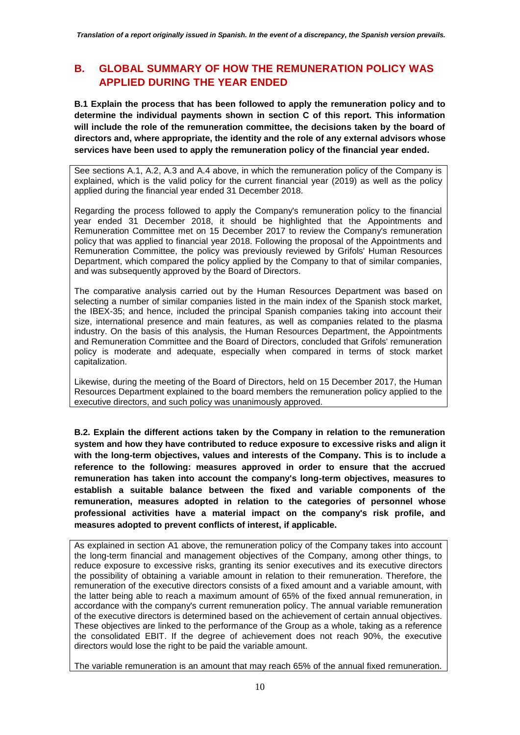## B. GLOBAL SUMMARY OF HOW THE REMUNERATION POLICY WAS APPLIED DURING THE YEAR ENDED

**B.1 Explain the process that has been followed to apply the remuneration policy and to determine the individual payments shown in section C of this report. This information will include the role of the remuneration committee, the decisions taken by the board of directors and, where appropriate, the identity and the role of any external advisors whose services have been used to apply the remuneration policy of the financial year ended.**

See sections A.1, A.2, A.3 and A.4 above, in which the remuneration policy of the Company is explained, which is the valid policy for the current financial year (2019) as well as the policy applied during the financial year ended 31 December 2018.

Regarding the process followed to apply the Company's remuneration policy to the financial year ended 31 December 2018, it should be highlighted that the Appointments and Remuneration Committee met on 15 December 2017 to review the Company's remuneration policy that was applied to financial year 2018. Following the proposal of the Appointments and Remuneration Committee, the policy was previously reviewed by Grifols' Human Resources Department, which compared the policy applied by the Company to that of similar companies, and was subsequently approved by the Board of Directors.

The comparative analysis carried out by the Human Resources Department was based on selecting a number of similar companies listed in the main index of the Spanish stock market, the IBEX-35; and hence, included the principal Spanish companies taking into account their size, international presence and main features, as well as companies related to the plasma industry. On the basis of this analysis, the Human Resources Department, the Appointments and Remuneration Committee and the Board of Directors, concluded that Grifols' remuneration policy is moderate and adequate, especially when compared in terms of stock market capitalization.

Likewise, during the meeting of the Board of Directors, held on 15 December 2017, the Human Resources Department explained to the board members the remuneration policy applied to the executive directors, and such policy was unanimously approved.

**B.2. Explain the different actions taken by the Company in relation to the remuneration system and how they have contributed to reduce exposure to excessive risks and align it with the long-term objectives, values and interests of the Company. This is to include a reference to the following: measures approved in order to ensure that the accrued remuneration has taken into account the company's long-term objectives, measures to establish a suitable balance between the fixed and variable components of the remuneration, measures adopted in relation to the categories of personnel whose professional activities have a material impact on the company's risk profile, and measures adopted to prevent conflicts of interest, if applicable.**

As explained in section A1 above, the remuneration policy of the Company takes into account the long-term financial and management objectives of the Company, among other things, to reduce exposure to excessive risks, granting its senior executives and its executive directors the possibility of obtaining a variable amount in relation to their remuneration. Therefore, the remuneration of the executive directors consists of a fixed amount and a variable amount, with the latter being able to reach a maximum amount of 65% of the fixed annual remuneration, in accordance with the company's current remuneration policy. The annual variable remuneration of the executive directors is determined based on the achievement of certain annual objectives. These objectives are linked to the performance of the Group as a whole, taking as a reference the consolidated EBIT. If the degree of achievement does not reach 90%, the executive directors would lose the right to be paid the variable amount.

The variable remuneration is an amount that may reach 65% of the annual fixed remuneration.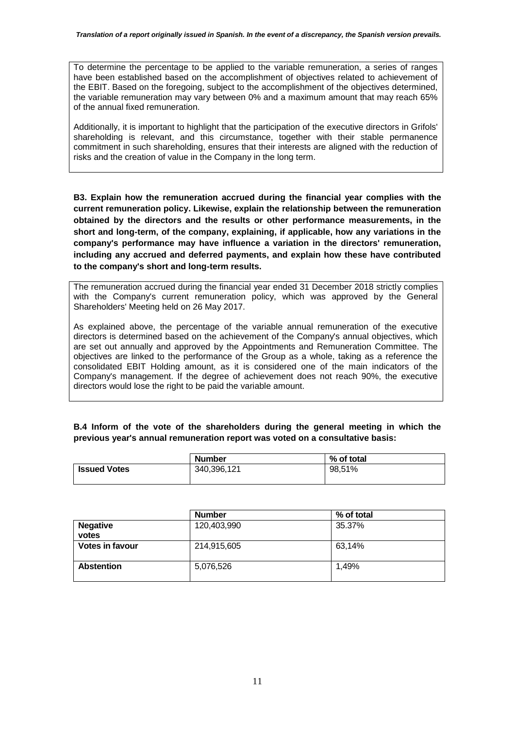To determine the percentage to be applied to the variable remuneration, a series of ranges have been established based on the accomplishment of objectives related to achievement of the EBIT. Based on the foregoing, subject to the accomplishment of the objectives determined, the variable remuneration may vary between 0% and a maximum amount that may reach 65% of the annual fixed remuneration.

Additionally, it is important to highlight that the participation of the executive directors in Grifols' shareholding is relevant, and this circumstance, together with their stable permanence commitment in such shareholding, ensures that their interests are aligned with the reduction of risks and the creation of value in the Company in the long term.

**B3. Explain how the remuneration accrued during the financial year complies with the current remuneration policy. Likewise, explain the relationship between the remuneration obtained by the directors and the results or other performance measurements, in the short and long-term, of the company, explaining, if applicable, how any variations in the company's performance may have influence a variation in the directors' remuneration, including any accrued and deferred payments, and explain how these have contributed to the company's short and long-term results.**

The remuneration accrued during the financial year ended 31 December 2018 strictly complies with the Company's current remuneration policy, which was approved by the General Shareholders' Meeting held on 26 May 2017.

As explained above, the percentage of the variable annual remuneration of the executive directors is determined based on the achievement of the Company's annual objectives, which are set out annually and approved by the Appointments and Remuneration Committee. The objectives are linked to the performance of the Group as a whole, taking as a reference the consolidated EBIT Holding amount, as it is considered one of the main indicators of the Company's management. If the degree of achievement does not reach 90%, the executive directors would lose the right to be paid the variable amount.

**B.4 Inform of the vote of the shareholders during the general meeting in which the previous year's annual remuneration report was voted on a consultative basis:**

| | Number | % of total |
|---|---|---|
| **Issued Votes** | 340,396,121 | 98,51% |

| | Number | % of total |
|---|---|---|
| **Negative votes** | 120,403,990 | 35.37% |
| **Votes in favour** | 214,915,605 | 63,14% |
| **Abstention** | 5,076,526 | 1,49% |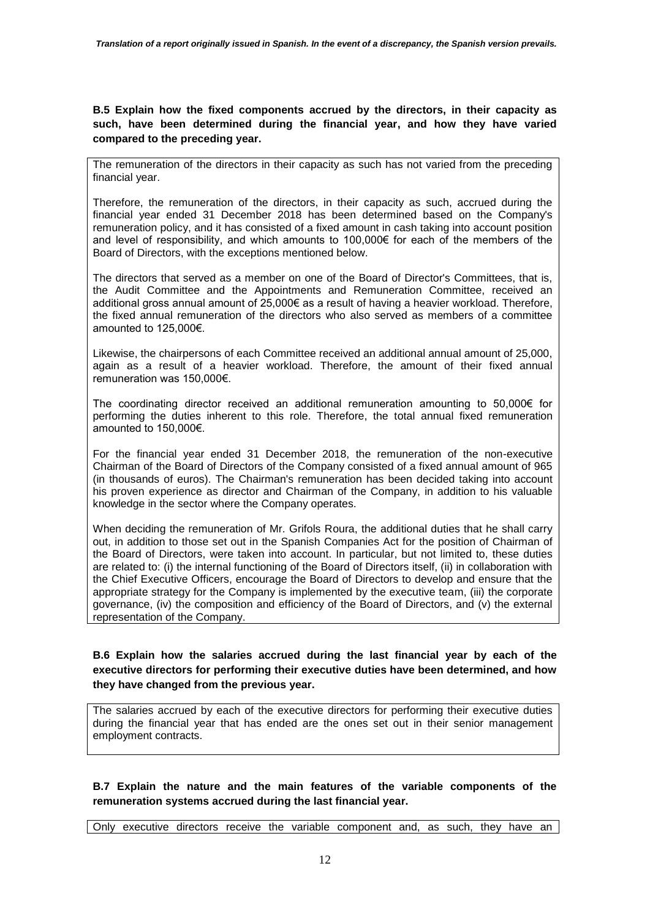**B.5 Explain how the fixed components accrued by the directors, in their capacity as such, have been determined during the financial year, and how they have varied compared to the preceding year.**

The remuneration of the directors in their capacity as such has not varied from the preceding financial year.

Therefore, the remuneration of the directors, in their capacity as such, accrued during the financial year ended 31 December 2018 has been determined based on the Company's remuneration policy, and it has consisted of a fixed amount in cash taking into account position and level of responsibility, and which amounts to 100,000€ for each of the members of the Board of Directors, with the exceptions mentioned below.

The directors that served as a member on one of the Board of Director's Committees, that is, the Audit Committee and the Appointments and Remuneration Committee, received an additional gross annual amount of 25,000€ as a result of having a heavier workload. Therefore, the fixed annual remuneration of the directors who also served as members of a committee amounted to 125,000€.

Likewise, the chairpersons of each Committee received an additional annual amount of 25,000, again as a result of a heavier workload. Therefore, the amount of their fixed annual remuneration was 150,000€.

The coordinating director received an additional remuneration amounting to 50,000€ for performing the duties inherent to this role. Therefore, the total annual fixed remuneration amounted to 150,000€.

For the financial year ended 31 December 2018, the remuneration of the non-executive Chairman of the Board of Directors of the Company consisted of a fixed annual amount of 965 (in thousands of euros). The Chairman's remuneration has been decided taking into account his proven experience as director and Chairman of the Company, in addition to his valuable knowledge in the sector where the Company operates.

When deciding the remuneration of Mr. Grifols Roura, the additional duties that he shall carry out, in addition to those set out in the Spanish Companies Act for the position of Chairman of the Board of Directors, were taken into account. In particular, but not limited to, these duties are related to: (i) the internal functioning of the Board of Directors itself, (ii) in collaboration with the Chief Executive Officers, encourage the Board of Directors to develop and ensure that the appropriate strategy for the Company is implemented by the executive team, (iii) the corporate governance, (iv) the composition and efficiency of the Board of Directors, and (v) the external representation of the Company.

**B.6 Explain how the salaries accrued during the last financial year by each of the executive directors for performing their executive duties have been determined, and how they have changed from the previous year.**

The salaries accrued by each of the executive directors for performing their executive duties during the financial year that has ended are the ones set out in their senior management employment contracts.

**B.7 Explain the nature and the main features of the variable components of the remuneration systems accrued during the last financial year.**

Only executive directors receive the variable component and, as such, they have an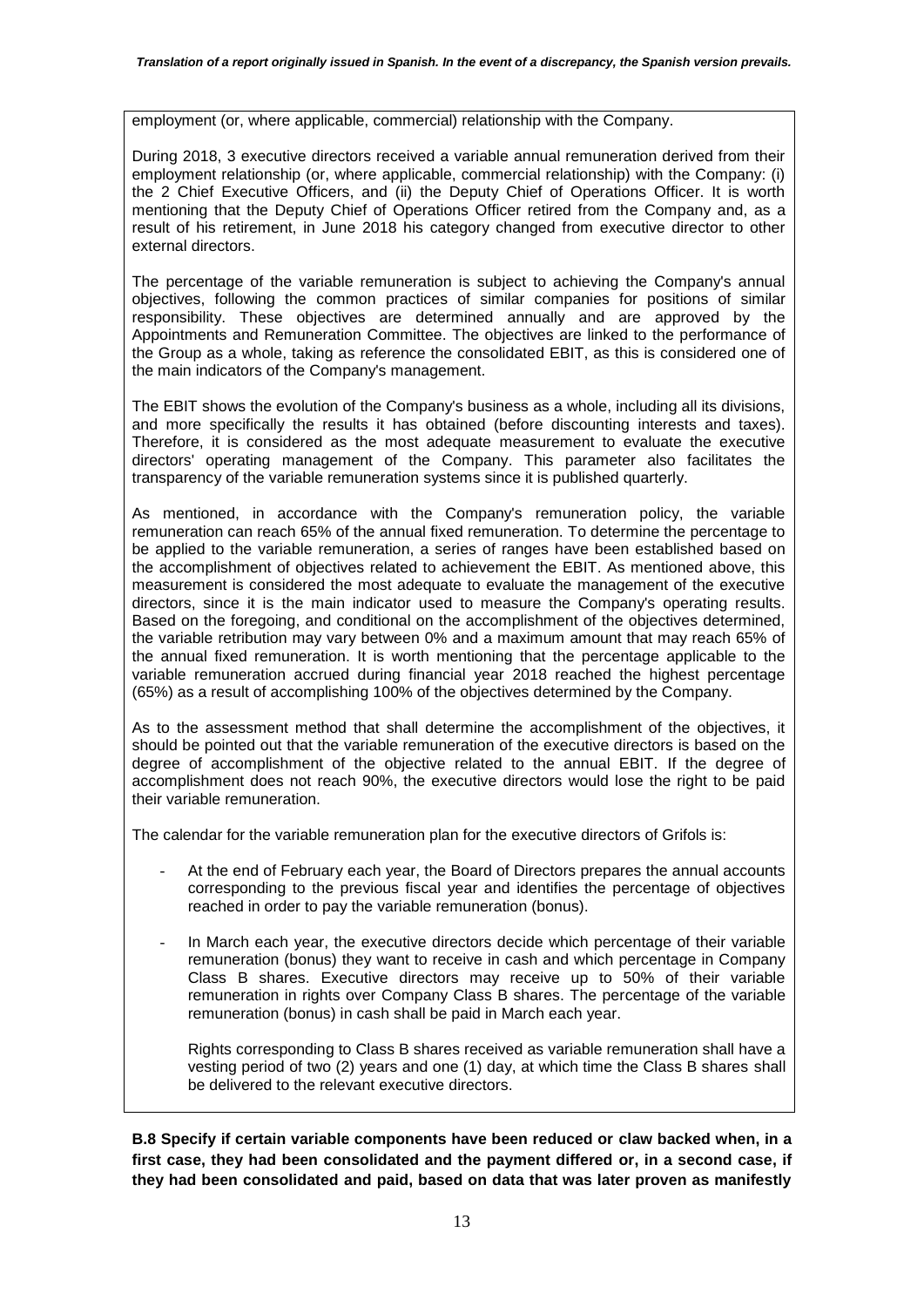employment (or, where applicable, commercial) relationship with the Company.

During 2018, 3 executive directors received a variable annual remuneration derived from their employment relationship (or, where applicable, commercial relationship) with the Company: (i) the 2 Chief Executive Officers, and (ii) the Deputy Chief of Operations Officer. It is worth mentioning that the Deputy Chief of Operations Officer retired from the Company and, as a result of his retirement, in June 2018 his category changed from executive director to other external directors.

The percentage of the variable remuneration is subject to achieving the Company's annual objectives, following the common practices of similar companies for positions of similar responsibility. These objectives are determined annually and are approved by the Appointments and Remuneration Committee. The objectives are linked to the performance of the Group as a whole, taking as reference the consolidated EBIT, as this is considered one of the main indicators of the Company's management.

The EBIT shows the evolution of the Company's business as a whole, including all its divisions, and more specifically the results it has obtained (before discounting interests and taxes). Therefore, it is considered as the most adequate measurement to evaluate the executive directors' operating management of the Company. This parameter also facilitates the transparency of the variable remuneration systems since it is published quarterly.

As mentioned, in accordance with the Company's remuneration policy, the variable remuneration can reach 65% of the annual fixed remuneration. To determine the percentage to be applied to the variable remuneration, a series of ranges have been established based on the accomplishment of objectives related to achievement the EBIT. As mentioned above, this measurement is considered the most adequate to evaluate the management of the executive directors, since it is the main indicator used to measure the Company's operating results. Based on the foregoing, and conditional on the accomplishment of the objectives determined, the variable retribution may vary between 0% and a maximum amount that may reach 65% of the annual fixed remuneration. It is worth mentioning that the percentage applicable to the variable remuneration accrued during financial year 2018 reached the highest percentage (65%) as a result of accomplishing 100% of the objectives determined by the Company.

As to the assessment method that shall determine the accomplishment of the objectives, it should be pointed out that the variable remuneration of the executive directors is based on the degree of accomplishment of the objective related to the annual EBIT. If the degree of accomplishment does not reach 90%, the executive directors would lose the right to be paid their variable remuneration.

The calendar for the variable remuneration plan for the executive directors of Grifols is:

- At the end of February each year, the Board of Directors prepares the annual accounts corresponding to the previous fiscal year and identifies the percentage of objectives reached in order to pay the variable remuneration (bonus).
- In March each year, the executive directors decide which percentage of their variable remuneration (bonus) they want to receive in cash and which percentage in Company Class B shares. Executive directors may receive up to 50% of their variable remuneration in rights over Company Class B shares. The percentage of the variable remuneration (bonus) in cash shall be paid in March each year.

  Rights corresponding to Class B shares received as variable remuneration shall have a vesting period of two (2) years and one (1) day, at which time the Class B shares shall be delivered to the relevant executive directors.

**B.8 Specify if certain variable components have been reduced or claw backed when, in a first case, they had been consolidated and the payment differed or, in a second case, if they had been consolidated and paid, based on data that was later proven as manifestly**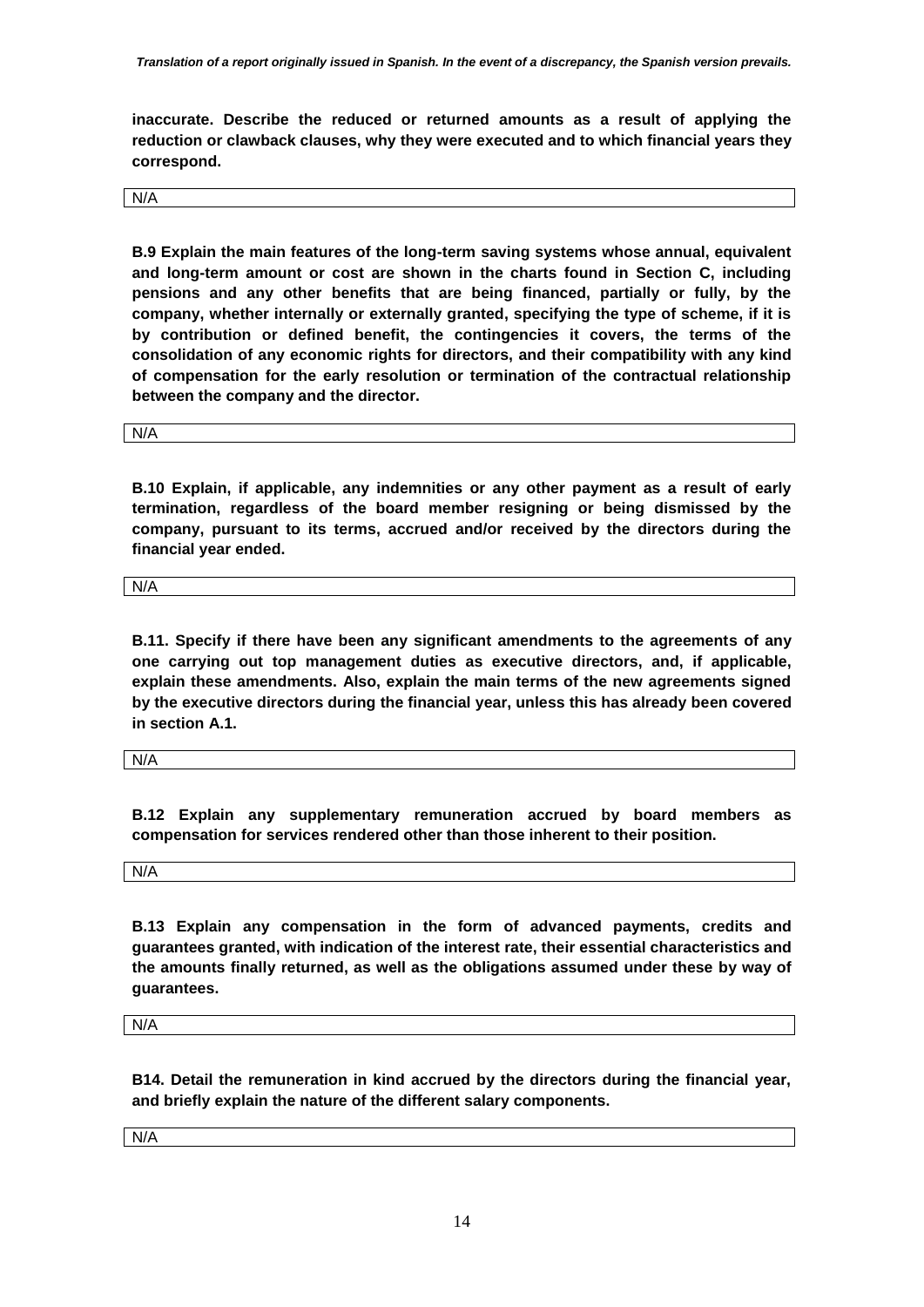**inaccurate. Describe the reduced or returned amounts as a result of applying the reduction or clawback clauses, why they were executed and to which financial years they correspond.**

N/A

**B.9 Explain the main features of the long-term saving systems whose annual, equivalent and long-term amount or cost are shown in the charts found in Section C, including pensions and any other benefits that are being financed, partially or fully, by the company, whether internally or externally granted, specifying the type of scheme, if it is by contribution or defined benefit, the contingencies it covers, the terms of the consolidation of any economic rights for directors, and their compatibility with any kind of compensation for the early resolution or termination of the contractual relationship between the company and the director.**

N/A

**B.10 Explain, if applicable, any indemnities or any other payment as a result of early termination, regardless of the board member resigning or being dismissed by the company, pursuant to its terms, accrued and/or received by the directors during the financial year ended.**

N/A

**B.11. Specify if there have been any significant amendments to the agreements of any one carrying out top management duties as executive directors, and, if applicable, explain these amendments. Also, explain the main terms of the new agreements signed by the executive directors during the financial year, unless this has already been covered in section A.1.**

N/A

**B.12 Explain any supplementary remuneration accrued by board members as compensation for services rendered other than those inherent to their position.**

N/A

**B.13 Explain any compensation in the form of advanced payments, credits and guarantees granted, with indication of the interest rate, their essential characteristics and the amounts finally returned, as well as the obligations assumed under these by way of guarantees.**

N/A

**B14. Detail the remuneration in kind accrued by the directors during the financial year, and briefly explain the nature of the different salary components.**

N/A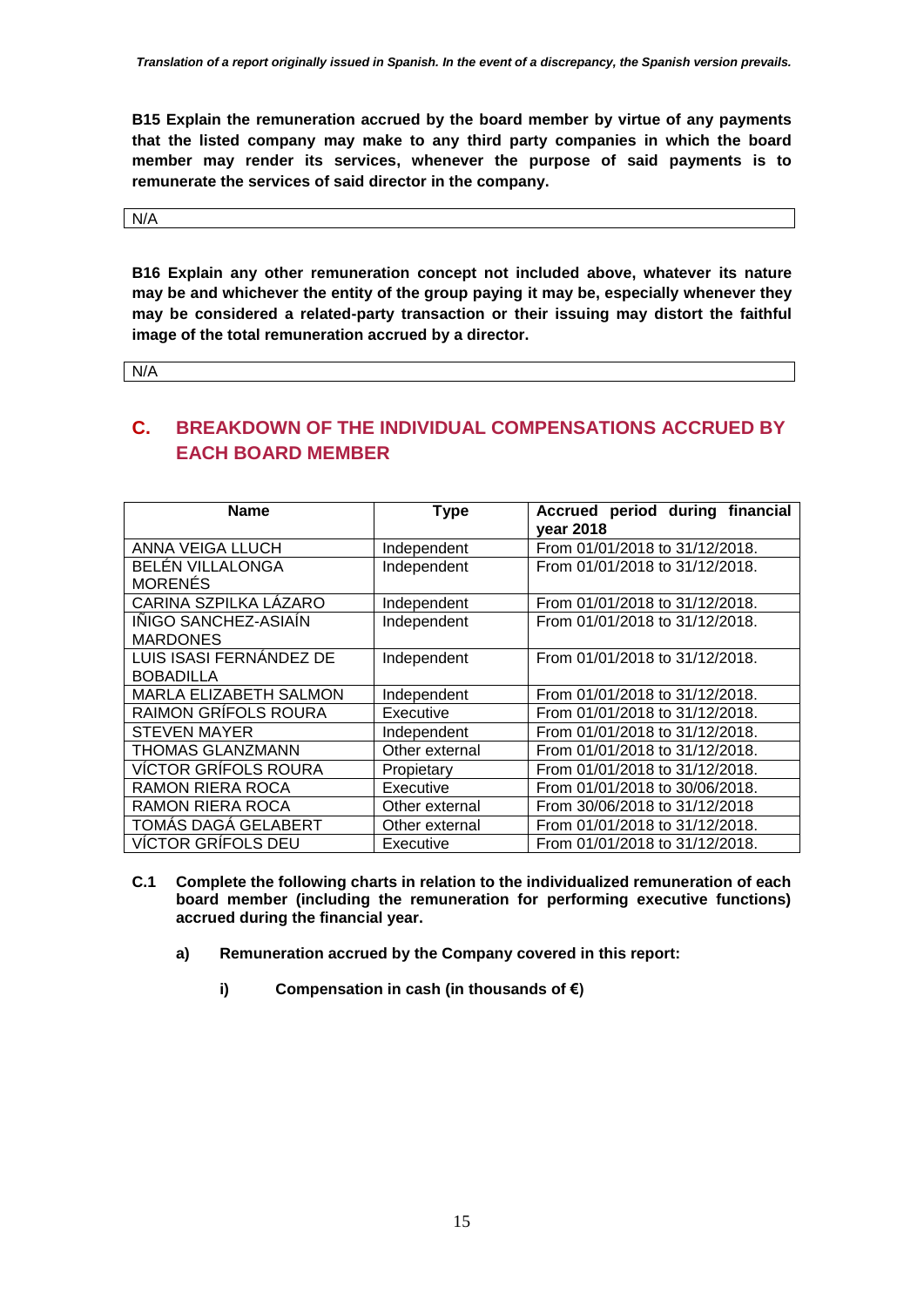**B15 Explain the remuneration accrued by the board member by virtue of any payments that the listed company may make to any third party companies in which the board member may render its services, whenever the purpose of said payments is to remunerate the services of said director in the company.**

N/A

**B16 Explain any other remuneration concept not included above, whatever its nature may be and whichever the entity of the group paying it may be, especially whenever they may be considered a related-party transaction or their issuing may distort the faithful image of the total remuneration accrued by a director.**

N/A

## C. BREAKDOWN OF THE INDIVIDUAL COMPENSATIONS ACCRUED BY EACH BOARD MEMBER

| Name | Type | Accrued period during financial year 2018 |
|---|---|---|
| ANNA VEIGA LLUCH | Independent | From 01/01/2018 to 31/12/2018. |
| BELÉN VILLALONGA MORENÉS | Independent | From 01/01/2018 to 31/12/2018. |
| CARINA SZPILKA LÁZARO | Independent | From 01/01/2018 to 31/12/2018. |
| IÑIGO SANCHEZ-ASIAÍN MARDONES | Independent | From 01/01/2018 to 31/12/2018. |
| LUIS ISASI FERNÁNDEZ DE BOBADILLA | Independent | From 01/01/2018 to 31/12/2018. |
| MARLA ELIZABETH SALMON | Independent | From 01/01/2018 to 31/12/2018. |
| RAIMON GRÍFOLS ROURA | Executive | From 01/01/2018 to 31/12/2018. |
| STEVEN MAYER | Independent | From 01/01/2018 to 31/12/2018. |
| THOMAS GLANZMANN | Other external | From 01/01/2018 to 31/12/2018. |
| VÍCTOR GRÍFOLS ROURA | Propietary | From 01/01/2018 to 31/12/2018. |
| RAMON RIERA ROCA | Executive | From 01/01/2018 to 30/06/2018. |
| RAMON RIERA ROCA | Other external | From 30/06/2018 to 31/12/2018 |
| TOMÁS DAGÁ GELABERT | Other external | From 01/01/2018 to 31/12/2018. |
| VÍCTOR GRÍFOLS DEU | Executive | From 01/01/2018 to 31/12/2018. |

**C.1 Complete the following charts in relation to the individualized remuneration of each board member (including the remuneration for performing executive functions) accrued during the financial year.**

**a) Remuneration accrued by the Company covered in this report:**

**i) Compensation in cash (in thousands of €)**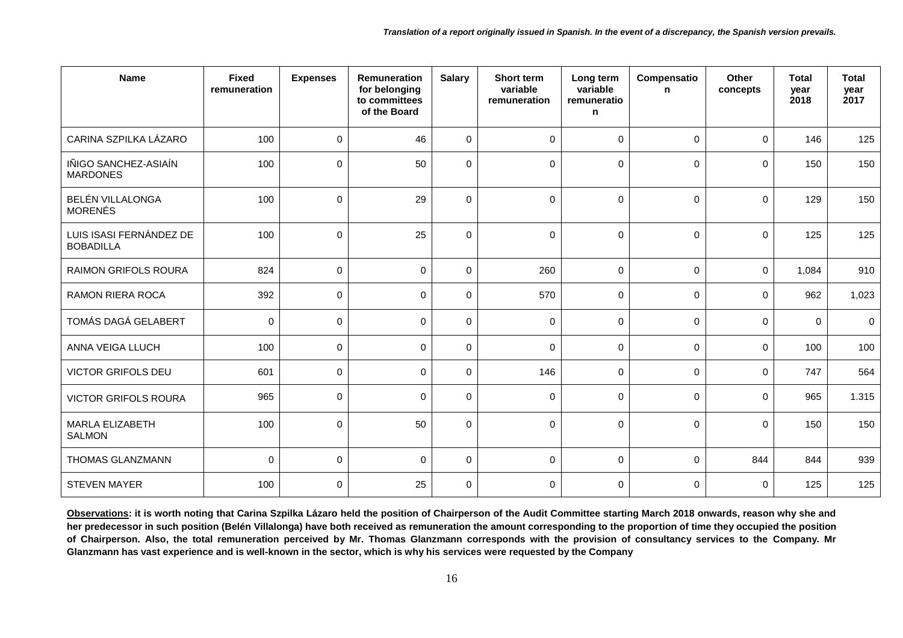*Translation of a report originally issued in Spanish. In the event of a discrepancy, the Spanish version prevails.*

| Name | Fixed remuneration | Expenses | Remuneration for belonging to committees of the Board | Salary | Short term variable remuneration | Long term variable remuneration | Compensation | Other concepts | Total year 2018 | Total year 2017 |
|---|---|---|---|---|---|---|---|---|---|---|
| CARINA SZPILKA LÁZARO | 100 | 0 | 46 | 0 | 0 | 0 | 0 | 0 | 146 | 125 |
| IÑIGO SANCHEZ-ASIAÍN MARDONES | 100 | 0 | 50 | 0 | 0 | 0 | 0 | 0 | 150 | 150 |
| BELÉN VILLALONGA MORENÉS | 100 | 0 | 29 | 0 | 0 | 0 | 0 | 0 | 129 | 150 |
| LUIS ISASI FERNÁNDEZ DE BOBADILLA | 100 | 0 | 25 | 0 | 0 | 0 | 0 | 0 | 125 | 125 |
| RAIMON GRIFOLS ROURA | 824 | 0 | 0 | 0 | 260 | 0 | 0 | 0 | 1,084 | 910 |
| RAMON RIERA ROCA | 392 | 0 | 0 | 0 | 570 | 0 | 0 | 0 | 962 | 1,023 |
| TOMÁS DAGÁ GELABERT | 0 | 0 | 0 | 0 | 0 | 0 | 0 | 0 | 0 | 0 |
| ANNA VEIGA LLUCH | 100 | 0 | 0 | 0 | 0 | 0 | 0 | 0 | 100 | 100 |
| VICTOR GRIFOLS DEU | 601 | 0 | 0 | 0 | 146 | 0 | 0 | 0 | 747 | 564 |
| VICTOR GRIFOLS ROURA | 965 | 0 | 0 | 0 | 0 | 0 | 0 | 0 | 965 | 1.315 |
| MARLA ELIZABETH SALMON | 100 | 0 | 50 | 0 | 0 | 0 | 0 | 0 | 150 | 150 |
| THOMAS GLANZMANN | 0 | 0 | 0 | 0 | 0 | 0 | 0 | 844 | 844 | 939 |
| STEVEN MAYER | 100 | 0 | 25 | 0 | 0 | 0 | 0 | 0 | 125 | 125 |

**Observations: it is worth noting that Carina Szpilka Lázaro held the position of Chairperson of the Audit Committee starting March 2018 onwards, reason why she and her predecessor in such position (Belén Villalonga) have both received as remuneration the amount corresponding to the proportion of time they occupied the position of Chairperson. Also, the total remuneration perceived by Mr. Thomas Glanzmann corresponds with the provision of consultancy services to the Company. Mr Glanzmann has vast experience and is well-known in the sector, which is why his services were requested by the Company**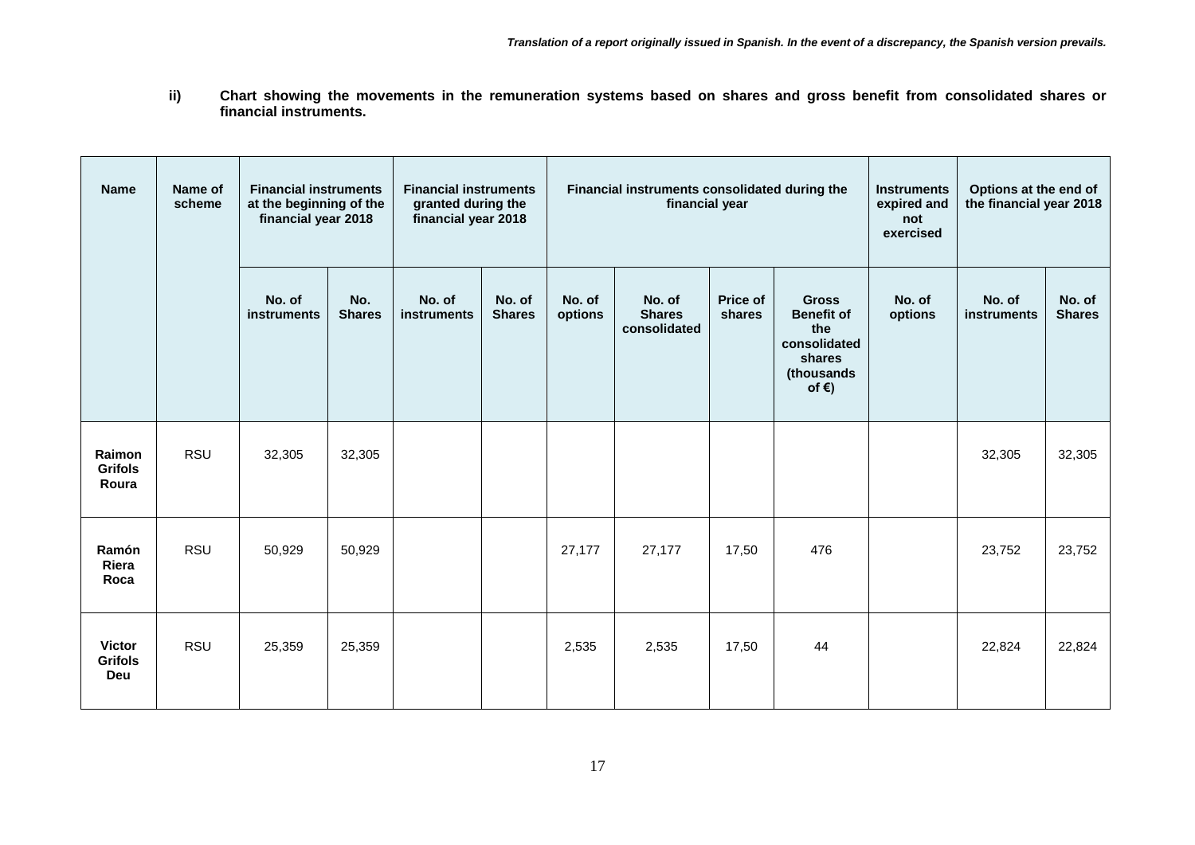*Translation of a report originally issued in Spanish. In the event of a discrepancy, the Spanish version prevails.*

**ii) Chart showing the movements in the remuneration systems based on shares and gross benefit from consolidated shares or financial instruments.**

| Name | Name of scheme | Financial instruments at the beginning of the financial year 2018 | | Financial instruments granted during the financial year 2018 | | Financial instruments consolidated during the financial year | | | | Instruments expired and not exercised | Options at the end of the financial year 2018 | |
|---|---|---|---|---|---|---|---|---|---|---|---|---|
| | | No. of instruments | No. Shares | No. of instruments | No. of Shares | No. of options | No. of Shares consolidated | Price of shares | Gross Benefit of the consolidated shares (thousands of €) | No. of options | No. of instruments | No. of Shares |
| **Raimon Grifols Roura** | RSU | 32,305 | 32,305 | | | | | | | | 32,305 | 32,305 |
| **Ramón Riera Roca** | RSU | 50,929 | 50,929 | | | 27,177 | 27,177 | 17,50 | 476 | | 23,752 | 23,752 |
| **Victor Grifols Deu** | RSU | 25,359 | 25,359 | | | 2,535 | 2,535 | 17,50 | 44 | | 22,824 | 22,824 |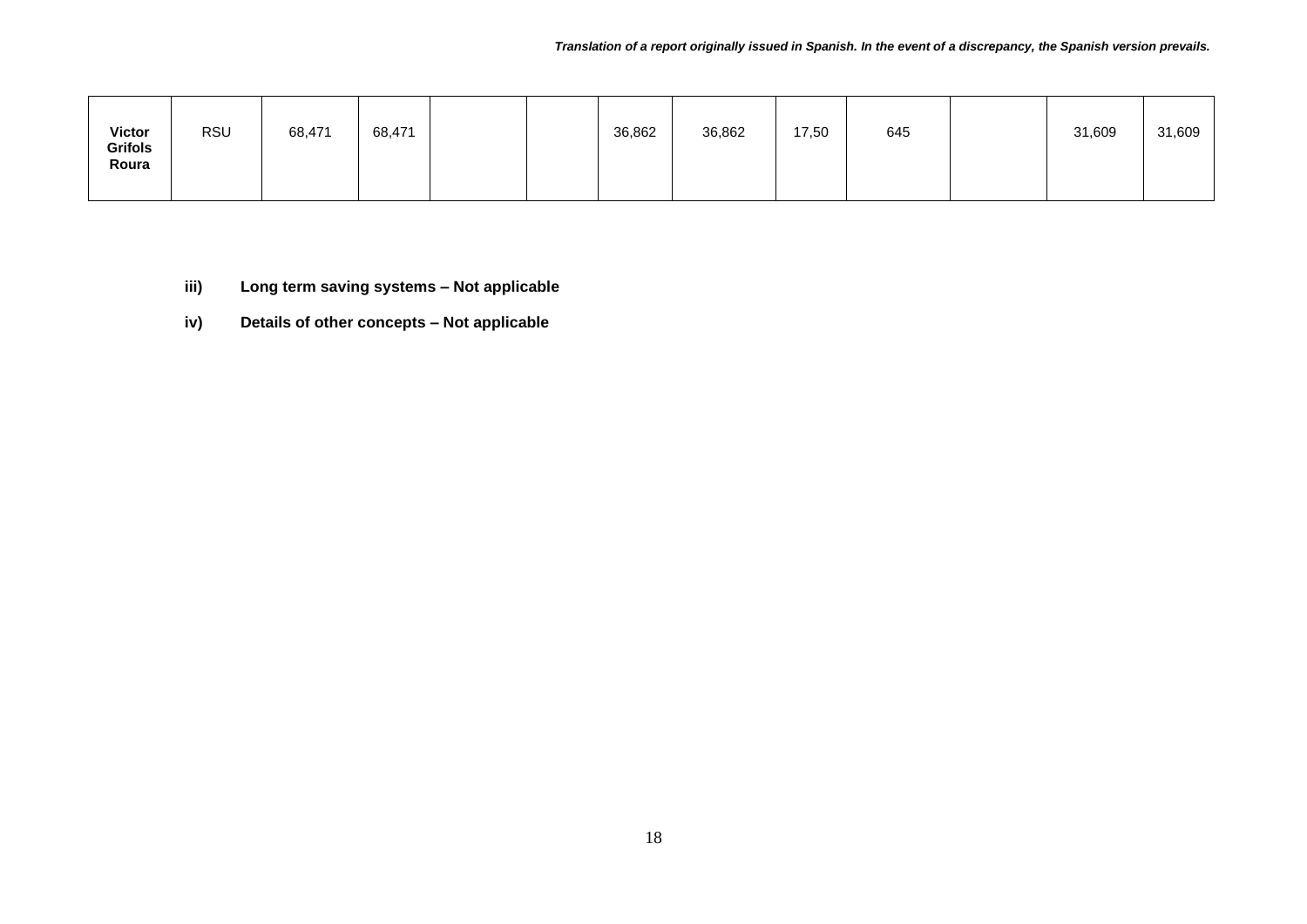| | | | | | | | | | | | | |
|---|---|---|---|---|---|---|---|---|---|---|---|---|
| **Victor Grifols Roura** | RSU | 68,471 | 68,471 | | | 36,862 | 36,862 | 17,50 | 645 | | 31,609 | 31,609 |

**iii) Long term saving systems – Not applicable**

**iv) Details of other concepts – Not applicable**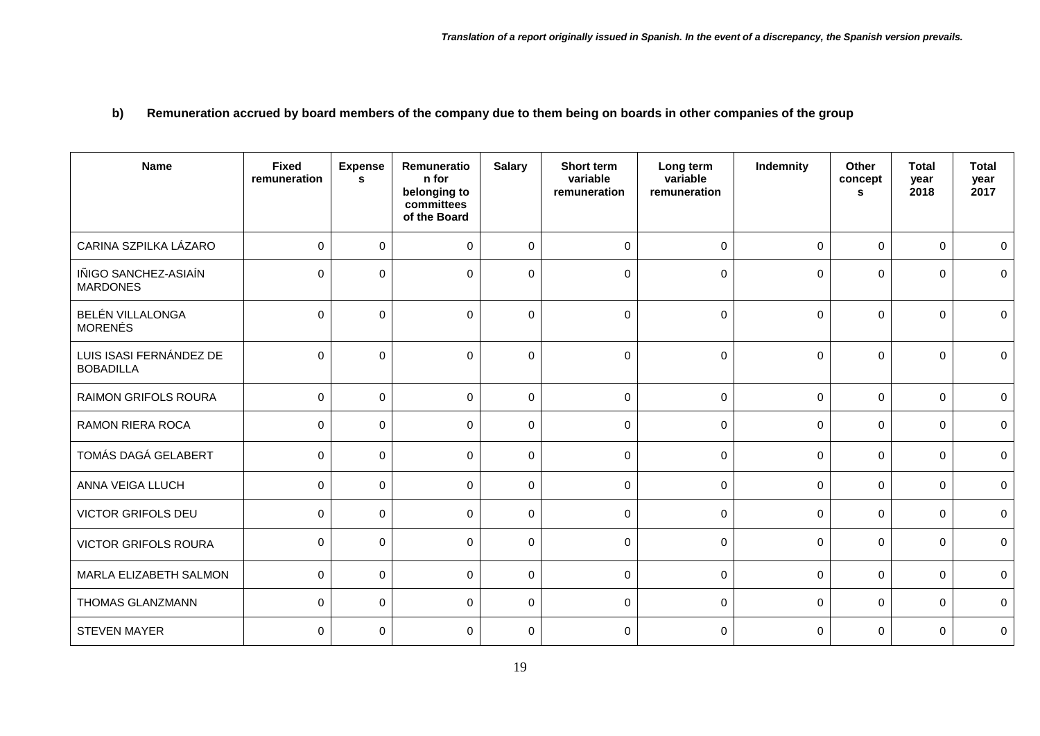*Translation of a report originally issued in Spanish. In the event of a discrepancy, the Spanish version prevails.*

**b) Remuneration accrued by board members of the company due to them being on boards in other companies of the group**

| Name | Fixed remuneration | Expenses | Remuneration for belonging to committees of the Board | Salary | Short term variable remuneration | Long term variable remuneration | Indemnity | Other concepts | Total year 2018 | Total year 2017 |
|---|---|---|---|---|---|---|---|---|---|---|
| CARINA SZPILKA LÁZARO | 0 | 0 | 0 | 0 | 0 | 0 | 0 | 0 | 0 | 0 |
| IÑIGO SANCHEZ-ASIAÍN MARDONES | 0 | 0 | 0 | 0 | 0 | 0 | 0 | 0 | 0 | 0 |
| BELÉN VILLALONGA MORENÉS | 0 | 0 | 0 | 0 | 0 | 0 | 0 | 0 | 0 | 0 |
| LUIS ISASI FERNÁNDEZ DE BOBADILLA | 0 | 0 | 0 | 0 | 0 | 0 | 0 | 0 | 0 | 0 |
| RAIMON GRIFOLS ROURA | 0 | 0 | 0 | 0 | 0 | 0 | 0 | 0 | 0 | 0 |
| RAMON RIERA ROCA | 0 | 0 | 0 | 0 | 0 | 0 | 0 | 0 | 0 | 0 |
| TOMÁS DAGÁ GELABERT | 0 | 0 | 0 | 0 | 0 | 0 | 0 | 0 | 0 | 0 |
| ANNA VEIGA LLUCH | 0 | 0 | 0 | 0 | 0 | 0 | 0 | 0 | 0 | 0 |
| VICTOR GRIFOLS DEU | 0 | 0 | 0 | 0 | 0 | 0 | 0 | 0 | 0 | 0 |
| VICTOR GRIFOLS ROURA | 0 | 0 | 0 | 0 | 0 | 0 | 0 | 0 | 0 | 0 |
| MARLA ELIZABETH SALMON | 0 | 0 | 0 | 0 | 0 | 0 | 0 | 0 | 0 | 0 |
| THOMAS GLANZMANN | 0 | 0 | 0 | 0 | 0 | 0 | 0 | 0 | 0 | 0 |
| STEVEN MAYER | 0 | 0 | 0 | 0 | 0 | 0 | 0 | 0 | 0 | 0 |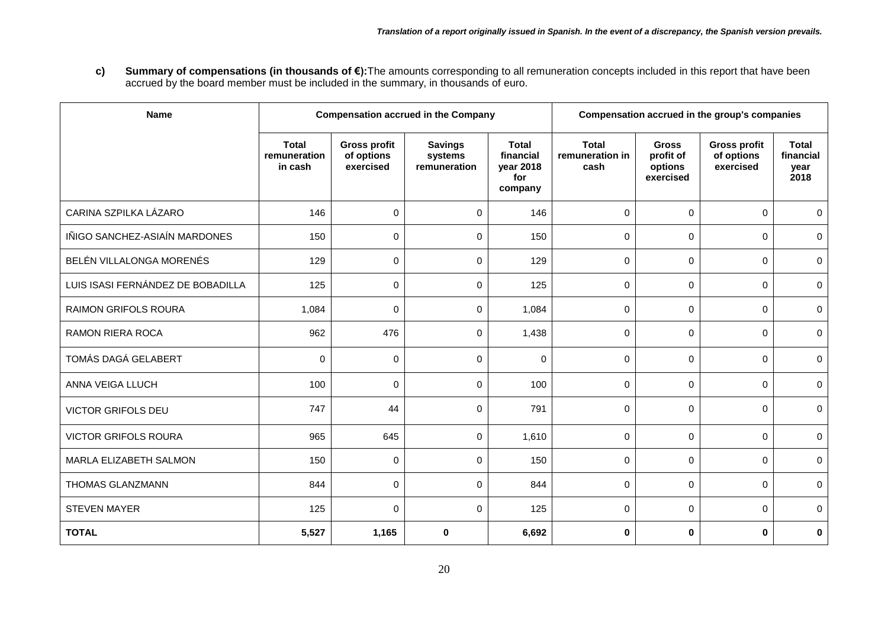*Translation of a report originally issued in Spanish. In the event of a discrepancy, the Spanish version prevails.*

**c) Summary of compensations (in thousands of €):** The amounts corresponding to all remuneration concepts included in this report that have been accrued by the board member must be included in the summary, in thousands of euro.

| Name | Compensation accrued in the Company | | | | Compensation accrued in the group's companies | | | |
|---|---|---|---|---|---|---|---|---|
| | **Total remuneration in cash** | **Gross profit of options exercised** | **Savings systems remuneration** | **Total financial year 2018 for company** | **Total remuneration in cash** | **Gross profit of options exercised** | **Gross profit of options exercised** | **Total financial year 2018** |
| CARINA SZPILKA LÁZARO | 146 | 0 | 0 | 146 | 0 | 0 | 0 | 0 |
| IÑIGO SANCHEZ-ASIAÍN MARDONES | 150 | 0 | 0 | 150 | 0 | 0 | 0 | 0 |
| BELÉN VILLALONGA MORENÉS | 129 | 0 | 0 | 129 | 0 | 0 | 0 | 0 |
| LUIS ISASI FERNÁNDEZ DE BOBADILLA | 125 | 0 | 0 | 125 | 0 | 0 | 0 | 0 |
| RAIMON GRIFOLS ROURA | 1,084 | 0 | 0 | 1,084 | 0 | 0 | 0 | 0 |
| RAMON RIERA ROCA | 962 | 476 | 0 | 1,438 | 0 | 0 | 0 | 0 |
| TOMÁS DAGÁ GELABERT | 0 | 0 | 0 | 0 | 0 | 0 | 0 | 0 |
| ANNA VEIGA LLUCH | 100 | 0 | 0 | 100 | 0 | 0 | 0 | 0 |
| VICTOR GRIFOLS DEU | 747 | 44 | 0 | 791 | 0 | 0 | 0 | 0 |
| VICTOR GRIFOLS ROURA | 965 | 645 | 0 | 1,610 | 0 | 0 | 0 | 0 |
| MARLA ELIZABETH SALMON | 150 | 0 | 0 | 150 | 0 | 0 | 0 | 0 |
| THOMAS GLANZMANN | 844 | 0 | 0 | 844 | 0 | 0 | 0 | 0 |
| STEVEN MAYER | 125 | 0 | 0 | 125 | 0 | 0 | 0 | 0 |
| **TOTAL** | **5,527** | **1,165** | **0** | **6,692** | **0** | **0** | **0** | **0** |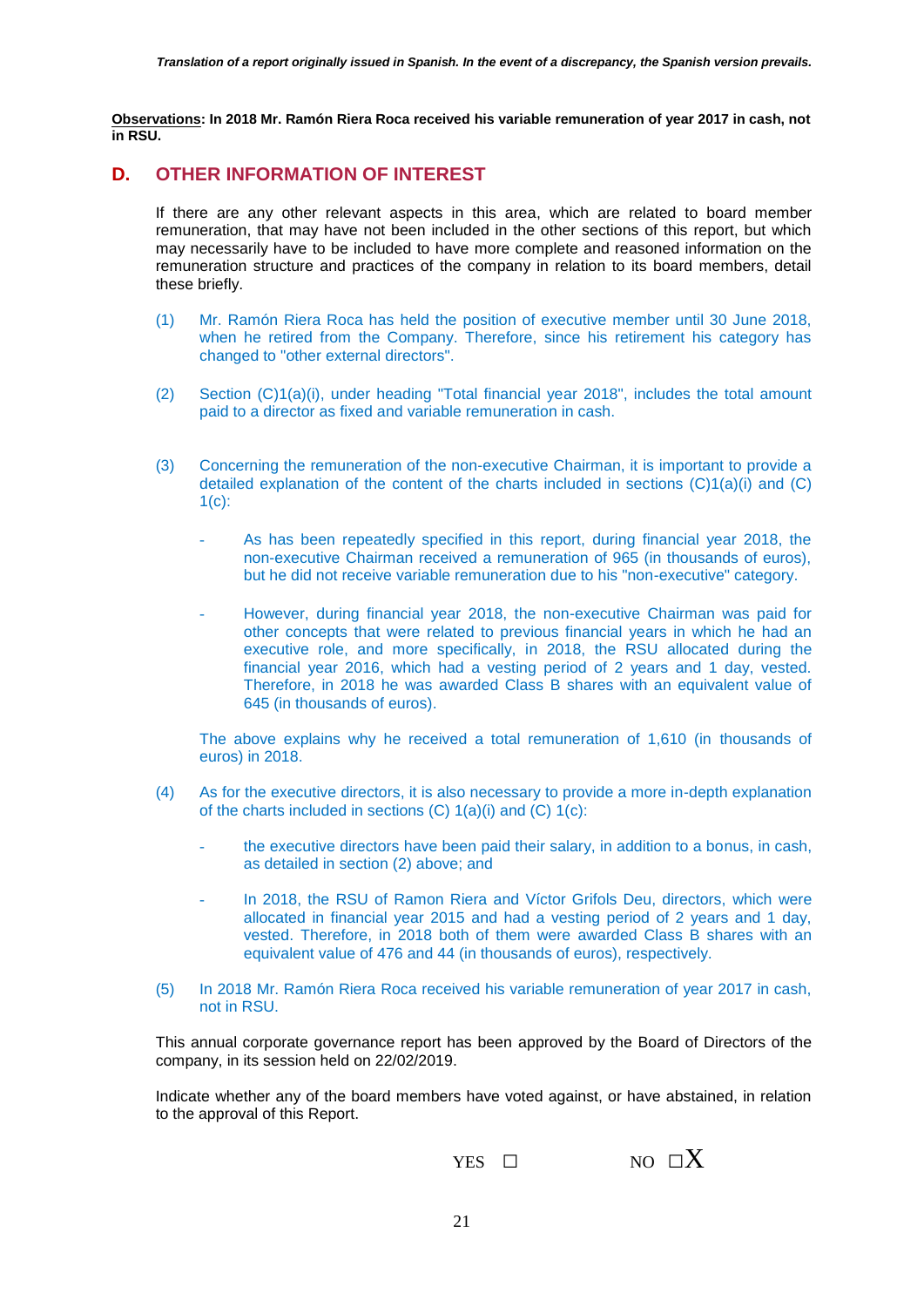**Observations: In 2018 Mr. Ramón Riera Roca received his variable remuneration of year 2017 in cash, not in RSU.**

## D. OTHER INFORMATION OF INTEREST

If there are any other relevant aspects in this area, which are related to board member remuneration, that may have not been included in the other sections of this report, but which may necessarily have to be included to have more complete and reasoned information on the remuneration structure and practices of the company in relation to its board members, detail these briefly.

(1) Mr. Ramón Riera Roca has held the position of executive member until 30 June 2018, when he retired from the Company. Therefore, since his retirement his category has changed to "other external directors".

(2) Section (C)1(a)(i), under heading "Total financial year 2018", includes the total amount paid to a director as fixed and variable remuneration in cash.

(3) Concerning the remuneration of the non-executive Chairman, it is important to provide a detailed explanation of the content of the charts included in sections (C)1(a)(i) and (C) 1(c):

- As has been repeatedly specified in this report, during financial year 2018, the non-executive Chairman received a remuneration of 965 (in thousands of euros), but he did not receive variable remuneration due to his "non-executive" category.

- However, during financial year 2018, the non-executive Chairman was paid for other concepts that were related to previous financial years in which he had an executive role, and more specifically, in 2018, the RSU allocated during the financial year 2016, which had a vesting period of 2 years and 1 day, vested. Therefore, in 2018 he was awarded Class B shares with an equivalent value of 645 (in thousands of euros).

The above explains why he received a total remuneration of 1,610 (in thousands of euros) in 2018.

(4) As for the executive directors, it is also necessary to provide a more in-depth explanation of the charts included in sections (C) 1(a)(i) and (C) 1(c):

- the executive directors have been paid their salary, in addition to a bonus, in cash, as detailed in section (2) above; and

- In 2018, the RSU of Ramon Riera and Víctor Grifols Deu, directors, which were allocated in financial year 2015 and had a vesting period of 2 years and 1 day, vested. Therefore, in 2018 both of them were awarded Class B shares with an equivalent value of 476 and 44 (in thousands of euros), respectively.

(5) In 2018 Mr. Ramón Riera Roca received his variable remuneration of year 2017 in cash, not in RSU.

This annual corporate governance report has been approved by the Board of Directors of the company, in its session held on 22/02/2019.

Indicate whether any of the board members have voted against, or have abstained, in relation to the approval of this Report.

YES ☐ NO ☒